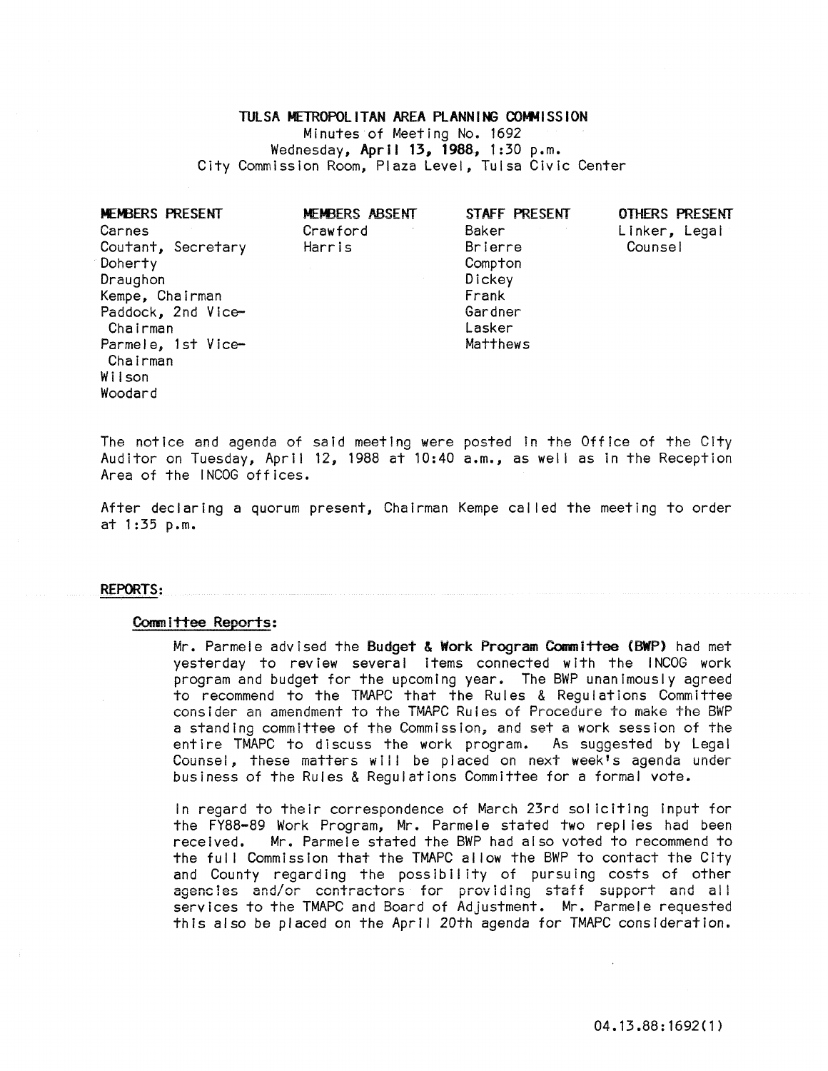# TULSA METROPOLITAN AREA PLANNING COMMISSION

Minutes of Meeting No. 1692
Wednesday, **April 13, 1988**, 1:30 p.m.
City Commission Room, Plaza Level, Tulsa Civic Center

| MEMBERS PRESENT | MEMBERS ABSENT | STAFF PRESENT | OTHERS PRESENT |
|---|---|---|---|
| Carnes | Crawford | Baker | Linker, Legal Counsel |
| Coutant, Secretary | Harris | Brierre | |
| Doherty | | Compton | |
| Draughon | | Dickey | |
| Kempe, Chairman | | Frank | |
| Paddock, 2nd Vice-Chairman | | Gardner | |
| Parmele, 1st Vice-Chairman | | Lasker | |
| Wilson | | Matthews | |
| Woodard | | | |

The notice and agenda of said meeting were posted in the Office of the City Auditor on Tuesday, April 12, 1988 at 10:40 a.m., as well as in the Reception Area of the INCOG offices.

After declaring a quorum present, Chairman Kempe called the meeting to order at 1:35 p.m.

## REPORTS:

### Committee Reports:

Mr. Parmele advised the **Budget & Work Program Committee (BWP)** had met yesterday to review several items connected with the INCOG work program and budget for the upcoming year. The BWP unanimously agreed to recommend to the TMAPC that the Rules & Regulations Committee consider an amendment to the TMAPC Rules of Procedure to make the BWP a standing committee of the Commission, and set a work session of the entire TMAPC to discuss the work program. As suggested by Legal Counsel, these matters will be placed on next week's agenda under business of the Rules & Regulations Committee for a formal vote.

In regard to their correspondence of March 23rd soliciting input for the FY88-89 Work Program, Mr. Parmele stated two replies had been received. Mr. Parmele stated the BWP had also voted to recommend to the full Commission that the TMAPC allow the BWP to contact the City and County regarding the possibility of pursuing costs of other agencies and/or contractors for providing staff support and all services to the TMAPC and Board of Adjustment. Mr. Parmele requested this also be placed on the April 20th agenda for TMAPC consideration.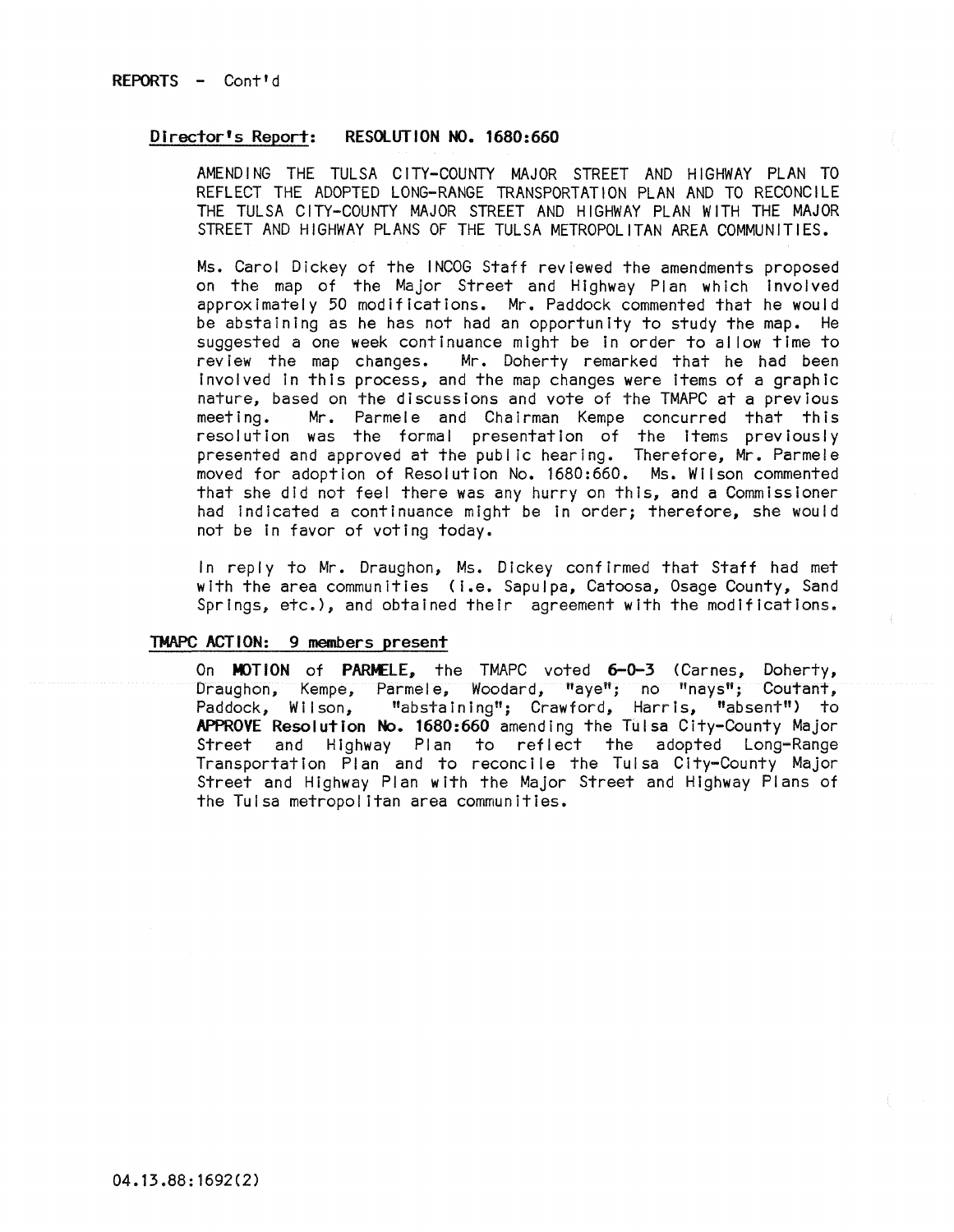REPORTS - Cont'd

**Director's Report: RESOLUTION NO. 1680:660**

AMENDING THE TULSA CITY-COUNTY MAJOR STREET AND HIGHWAY PLAN TO REFLECT THE ADOPTED LONG-RANGE TRANSPORTATION PLAN AND TO RECONCILE THE TULSA CITY-COUNTY MAJOR STREET AND HIGHWAY PLAN WITH THE MAJOR STREET AND HIGHWAY PLANS OF THE TULSA METROPOLITAN AREA COMMUNITIES.

Ms. Carol Dickey of the INCOG Staff reviewed the amendments proposed on the map of the Major Street and Highway Plan which involved approximately 50 modifications. Mr. Paddock commented that he would be abstaining as he has not had an opportunity to study the map. He suggested a one week continuance might be in order to allow time to review the map changes. Mr. Doherty remarked that he had been involved in this process, and the map changes were items of a graphic nature, based on the discussions and vote of the TMAPC at a previous meeting. Mr. Parmele and Chairman Kempe concurred that this resolution was the formal presentation of the items previously presented and approved at the public hearing. Therefore, Mr. Parmele moved for adoption of Resolution No. 1680:660. Ms. Wilson commented that she did not feel there was any hurry on this, and a Commissioner had indicated a continuance might be in order; therefore, she would not be in favor of voting today.

In reply to Mr. Draughon, Ms. Dickey confirmed that Staff had met with the area communities (i.e. Sapulpa, Catoosa, Osage County, Sand Springs, etc.), and obtained their agreement with the modifications.

**TMAPC ACTION: 9 members present**

On **MOTION** of **PARMELE**, the TMAPC voted **6-0-3** (Carnes, Doherty, Draughon, Kempe, Parmele, Woodard, "aye"; no "nays"; Coutant, Paddock, Wilson, "abstaining"; Crawford, Harris, "absent") to **APPROVE Resolution No. 1680:660** amending the Tulsa City-County Major Street and Highway Plan to reflect the adopted Long-Range Transportation Plan and to reconcile the Tulsa City-County Major Street and Highway Plan with the Major Street and Highway Plans of the Tulsa metropolitan area communities.

04.13.88:1692(2)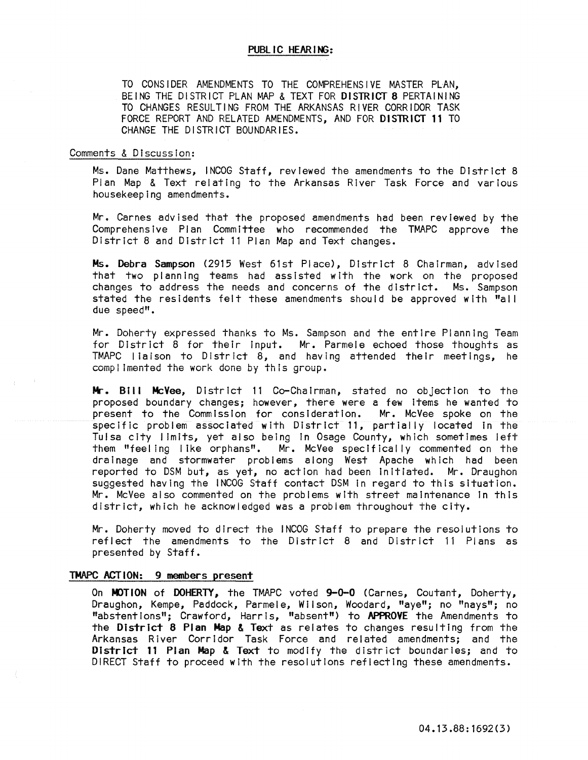## PUBLIC HEARING:

TO CONSIDER AMENDMENTS TO THE COMPREHENSIVE MASTER PLAN, BEING THE DISTRICT PLAN MAP & TEXT FOR **DISTRICT 8** PERTAINING TO CHANGES RESULTING FROM THE ARKANSAS RIVER CORRIDOR TASK FORCE REPORT AND RELATED AMENDMENTS, AND FOR **DISTRICT 11** TO CHANGE THE DISTRICT BOUNDARIES.

### Comments & Discussion:

Ms. Dane Matthews, INCOG Staff, reviewed the amendments to the District 8 Plan Map & Text relating to the Arkansas River Task Force and various housekeeping amendments.

Mr. Carnes advised that the proposed amendments had been reviewed by the Comprehensive Plan Committee who recommended the TMAPC approve the District 8 and District 11 Plan Map and Text changes.

**Ms. Debra Sampson** (2915 West 61st Place), District 8 Chairman, advised that two planning teams had assisted with the work on the proposed changes to address the needs and concerns of the district. Ms. Sampson stated the residents felt these amendments should be approved with "all due speed".

Mr. Doherty expressed thanks to Ms. Sampson and the entire Planning Team for District 8 for their input. Mr. Parmele echoed those thoughts as TMAPC liaison to District 8, and having attended their meetings, he complimented the work done by this group.

**Mr. Bill McVee**, District 11 Co-Chairman, stated no objection to the proposed boundary changes; however, there were a few items he wanted to present to the Commission for consideration. Mr. McVee spoke on the specific problem associated with District 11, partially located in the Tulsa city limits, yet also being in Osage County, which sometimes left them "feeling like orphans". Mr. McVee specifically commented on the drainage and stormwater problems along West Apache which had been reported to DSM but, as yet, no action had been initiated. Mr. Draughon suggested having the INCOG Staff contact DSM in regard to this situation. Mr. McVee also commented on the problems with street maintenance in this district, which he acknowledged was a problem throughout the city.

Mr. Doherty moved to direct the INCOG Staff to prepare the resolutions to reflect the amendments to the District 8 and District 11 Plans as presented by Staff.

### TMAPC ACTION: 9 members present

On **MOTION** of **DOHERTY**, the TMAPC voted **9-0-0** (Carnes, Coutant, Doherty, Draughon, Kempe, Paddock, Parmele, Wilson, Woodard, "aye"; no "nays"; no "abstentions"; Crawford, Harris, "absent") to **APPROVE** the Amendments to the **District 8 Plan Map & Text** as relates to changes resulting from the Arkansas River Corridor Task Force and related amendments; and the **District 11 Plan Map & Text** to modify the district boundaries; and to DIRECT Staff to proceed with the resolutions reflecting these amendments.

04.13.88:1692(3)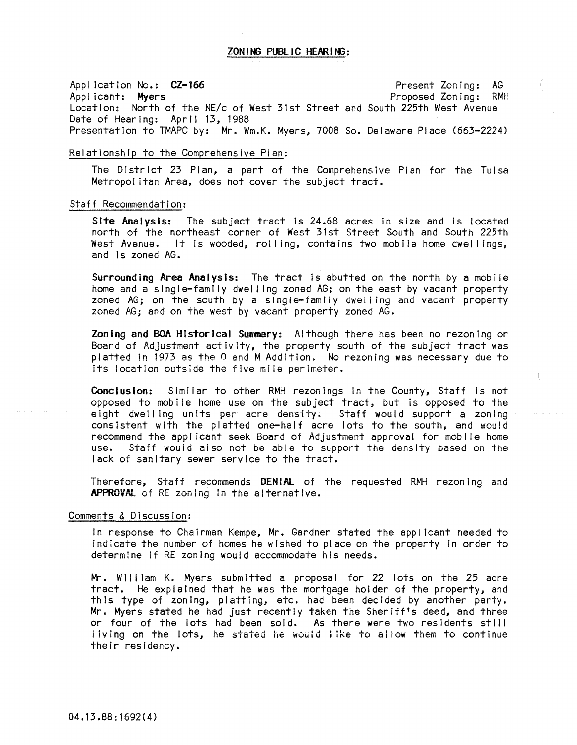## ZONING PUBLIC HEARING:

Application No.: **CZ-166**  
Present Zoning: AG  
Applicant: **Myers**  
Proposed Zoning: RMH  
Location: North of the NE/c of West 31st Street and South 225th West Avenue  
Date of Hearing: April 13, 1988  
Presentation to TMAPC by: Mr. Wm.K. Myers, 7008 So. Delaware Place (663-2224)

Relationship to the Comprehensive Plan:

The District 23 Plan, a part of the Comprehensive Plan for the Tulsa Metropolitan Area, does not cover the subject tract.

Staff Recommendation:

**Site Analysis:** The subject tract is 24.68 acres in size and is located north of the northeast corner of West 31st Street South and South 225th West Avenue. It is wooded, rolling, contains two mobile home dwellings, and is zoned AG.

**Surrounding Area Analysis:** The tract is abutted on the north by a mobile home and a single-family dwelling zoned AG; on the east by vacant property zoned AG; on the south by a single-family dwelling and vacant property zoned AG; and on the west by vacant property zoned AG.

**Zoning and BOA Historical Summary:** Although there has been no rezoning or Board of Adjustment activity, the property south of the subject tract was platted in 1973 as the O and M Addition. No rezoning was necessary due to its location outside the five mile perimeter.

**Conclusion:** Similar to other RMH rezonings in the County, Staff is not opposed to mobile home use on the subject tract, but is opposed to the eight dwelling units per acre density. Staff would support a zoning consistent with the platted one-half acre lots to the south, and would recommend the applicant seek Board of Adjustment approval for mobile home use. Staff would also not be able to support the density based on the lack of sanitary sewer service to the tract.

Therefore, Staff recommends **DENIAL** of the requested RMH rezoning and **APPROVAL** of RE zoning in the alternative.

Comments & Discussion:

In response to Chairman Kempe, Mr. Gardner stated the applicant needed to indicate the number of homes he wished to place on the property in order to determine if RE zoning would accommodate his needs.

Mr. William K. Myers submitted a proposal for 22 lots on the 25 acre tract. He explained that he was the mortgage holder of the property, and this type of zoning, platting, etc. had been decided by another party. Mr. Myers stated he had just recently taken the Sheriff's deed, and three or four of the lots had been sold. As there were two residents still living on the lots, he stated he would like to allow them to continue their residency.

04.13.88:1692(4)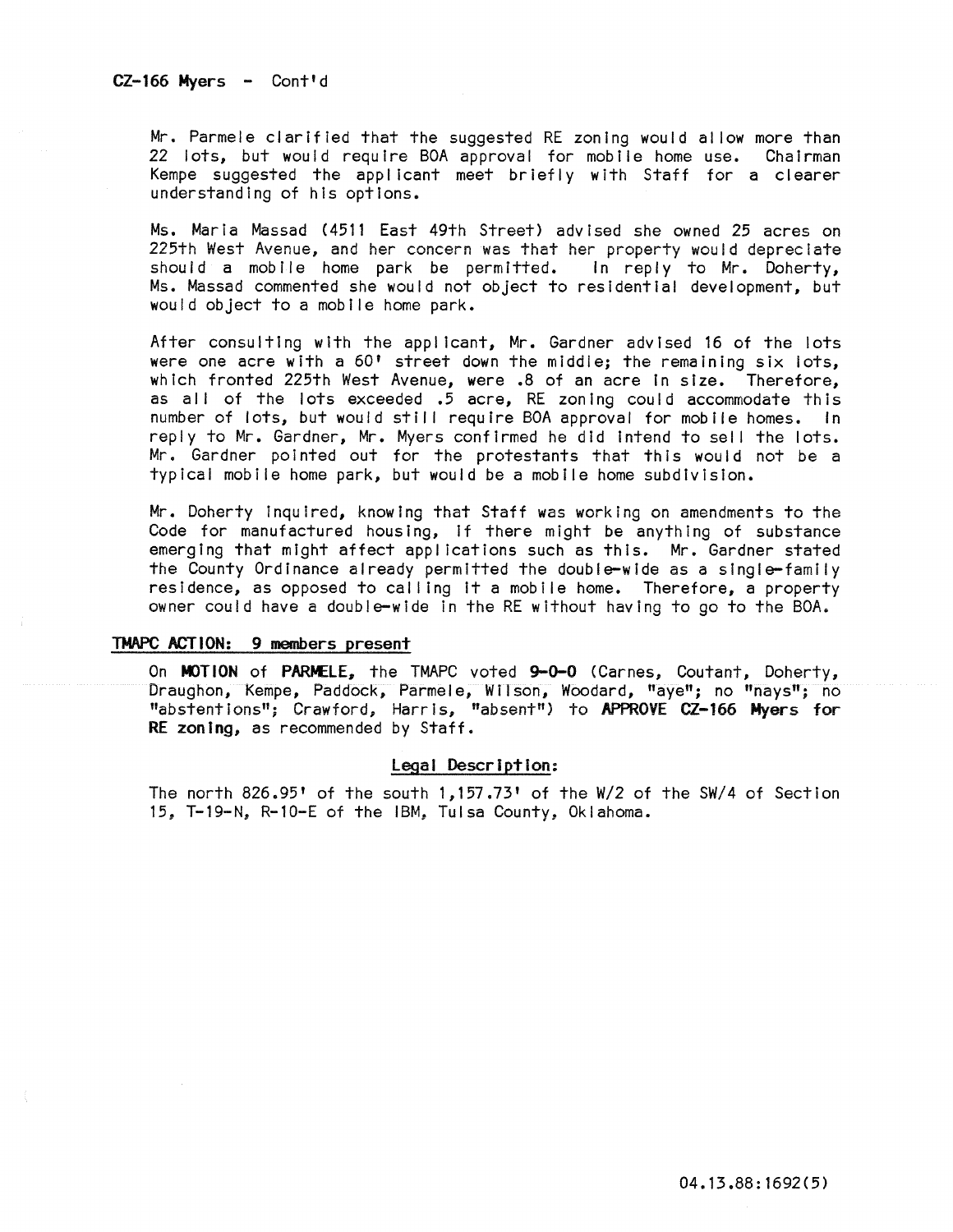**CZ-166 Myers - Cont'd**

Mr. Parmele clarified that the suggested RE zoning would allow more than 22 lots, but would require BOA approval for mobile home use. Chairman Kempe suggested the applicant meet briefly with Staff for a clearer understanding of his options.

Ms. Maria Massad (4511 East 49th Street) advised she owned 25 acres on 225th West Avenue, and her concern was that her property would depreciate should a mobile home park be permitted. In reply to Mr. Doherty, Ms. Massad commented she would not object to residential development, but would object to a mobile home park.

After consulting with the applicant, Mr. Gardner advised 16 of the lots were one acre with a 60' street down the middle; the remaining six lots, which fronted 225th West Avenue, were .8 of an acre in size. Therefore, as all of the lots exceeded .5 acre, RE zoning could accommodate this number of lots, but would still require BOA approval for mobile homes. In reply to Mr. Gardner, Mr. Myers confirmed he did intend to sell the lots. Mr. Gardner pointed out for the protestants that this would not be a typical mobile home park, but would be a mobile home subdivision.

Mr. Doherty inquired, knowing that Staff was working on amendments to the Code for manufactured housing, if there might be anything of substance emerging that might affect applications such as this. Mr. Gardner stated the County Ordinance already permitted the double-wide as a single-family residence, as opposed to calling it a mobile home. Therefore, a property owner could have a double-wide in the RE without having to go to the BOA.

**TMAPC ACTION: 9 members present**

On **MOTION** of **PARMELE**, the TMAPC voted **9-0-0** (Carnes, Coutant, Doherty, Draughon, Kempe, Paddock, Parmele, Wilson, Woodard, "aye"; no "nays"; no "abstentions"; Crawford, Harris, "absent") to **APPROVE CZ-166 Myers for RE zoning**, as recommended by Staff.

**Legal Description:**

The north 826.95' of the south 1,157.73' of the W/2 of the SW/4 of Section 15, T-19-N, R-10-E of the IBM, Tulsa County, Oklahoma.

04.13.88:1692(5)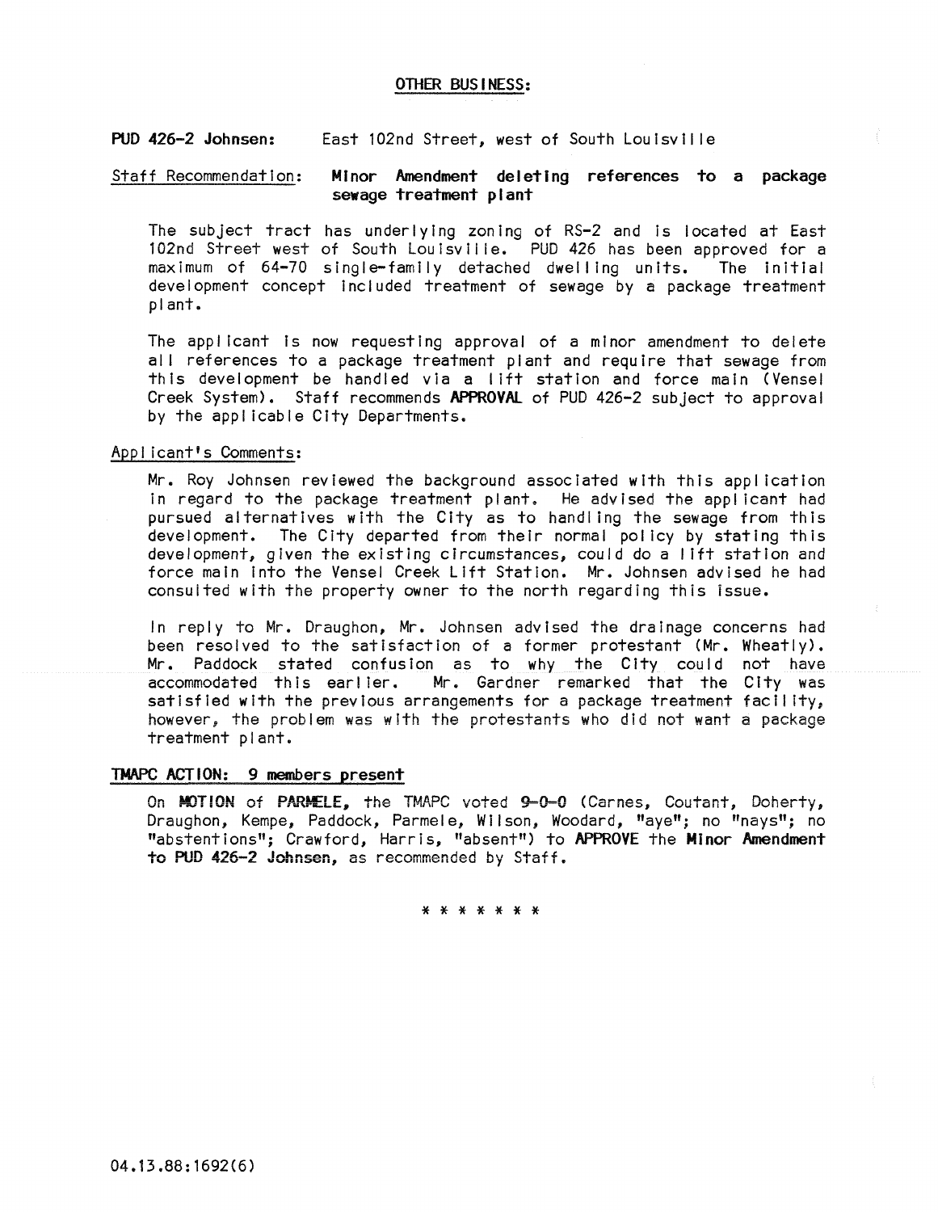## OTHER BUSINESS:

**PUD 426-2 Johnsen:** East 102nd Street, west of South Louisville

Staff Recommendation: **Minor Amendment deleting references to a package sewage treatment plant**

The subject tract has underlying zoning of RS-2 and is located at East 102nd Street west of South Louisville. PUD 426 has been approved for a maximum of 64-70 single-family detached dwelling units. The initial development concept included treatment of sewage by a package treatment plant.

The applicant is now requesting approval of a minor amendment to delete all references to a package treatment plant and require that sewage from this development be handled via a lift station and force main (Vensel Creek System). Staff recommends **APPROVAL** of PUD 426-2 subject to approval by the applicable City Departments.

Applicant's Comments:

Mr. Roy Johnsen reviewed the background associated with this application in regard to the package treatment plant. He advised the applicant had pursued alternatives with the City as to handling the sewage from this development. The City departed from their normal policy by stating this development, given the existing circumstances, could do a lift station and force main into the Vensel Creek Lift Station. Mr. Johnsen advised he had consulted with the property owner to the north regarding this issue.

In reply to Mr. Draughon, Mr. Johnsen advised the drainage concerns had been resolved to the satisfaction of a former protestant (Mr. Wheatly). Mr. Paddock stated confusion as to why the City could not have accommodated this earlier. Mr. Gardner remarked that the City was satisfied with the previous arrangements for a package treatment facility, however, the problem was with the protestants who did not want a package treatment plant.

**TMAPC ACTION: 9 members present**

On **MOTION** of **PARMELE,** the TMAPC voted **9-0-0** (Carnes, Coutant, Doherty, Draughon, Kempe, Paddock, Parmele, Wilson, Woodard, "aye"; no "nays"; no "abstentions"; Crawford, Harris, "absent") to **APPROVE** the **Minor Amendment to PUD 426-2 Johnsen,** as recommended by Staff.

\* \* \* \* \* \* \*

04.13.88:1692(6)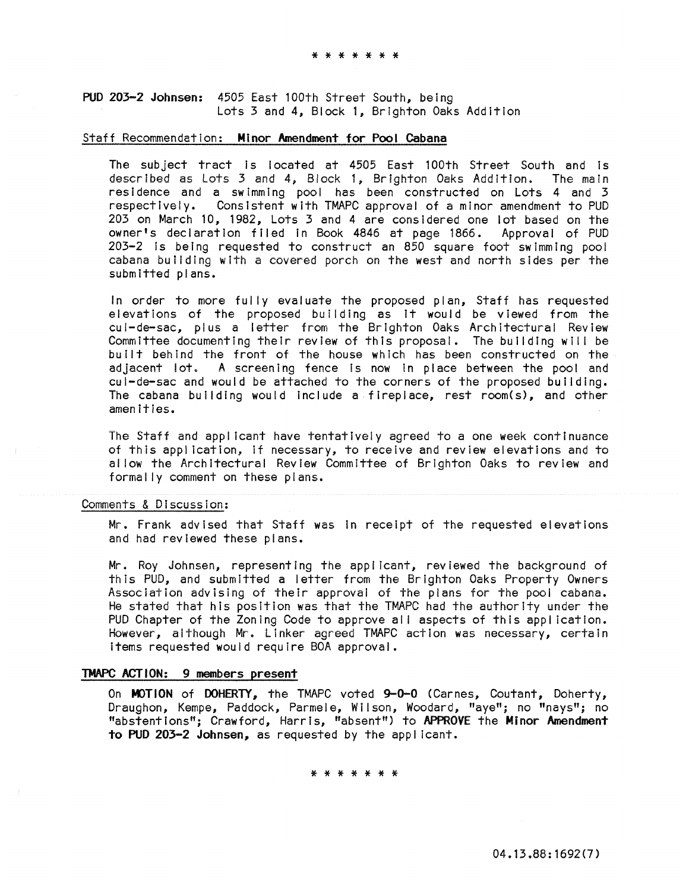\* \* \* \* \* \* \*

**PUD 203-2 Johnsen:** 4505 East 100th Street South, being Lots 3 and 4, Block 1, Brighton Oaks Addition

Staff Recommendation: **Minor Amendment for Pool Cabana**

The subject tract is located at 4505 East 100th Street South and is described as Lots 3 and 4, Block 1, Brighton Oaks Addition. The main residence and a swimming pool has been constructed on Lots 4 and 3 respectively. Consistent with TMAPC approval of a minor amendment to PUD 203 on March 10, 1982, Lots 3 and 4 are considered one lot based on the owner's declaration filed in Book 4846 at page 1866. Approval of PUD 203-2 is being requested to construct an 850 square foot swimming pool cabana building with a covered porch on the west and north sides per the submitted plans.

In order to more fully evaluate the proposed plan, Staff has requested elevations of the proposed building as it would be viewed from the cul-de-sac, plus a letter from the Brighton Oaks Architectural Review Committee documenting their review of this proposal. The building will be built behind the front of the house which has been constructed on the adjacent lot. A screening fence is now in place between the pool and cul-de-sac and would be attached to the corners of the proposed building. The cabana building would include a fireplace, rest room(s), and other amenities.

The Staff and applicant have tentatively agreed to a one week continuance of this application, if necessary, to receive and review elevations and to allow the Architectural Review Committee of Brighton Oaks to review and formally comment on these plans.

Comments & Discussion:

Mr. Frank advised that Staff was in receipt of the requested elevations and had reviewed these plans.

Mr. Roy Johnsen, representing the applicant, reviewed the background of this PUD, and submitted a letter from the Brighton Oaks Property Owners Association advising of their approval of the plans for the pool cabana. He stated that his position was that the TMAPC had the authority under the PUD Chapter of the Zoning Code to approve all aspects of this application. However, although Mr. Linker agreed TMAPC action was necessary, certain items requested would require BOA approval.

**TMAPC ACTION: 9 members present**

On **MOTION** of **DOHERTY**, the TMAPC voted **9-0-0** (Carnes, Coutant, Doherty, Draughon, Kempe, Paddock, Parmele, Wilson, Woodard, "aye"; no "nays"; no "abstentions"; Crawford, Harris, "absent") to **APPROVE** the **Minor Amendment to PUD 203-2 Johnsen**, as requested by the applicant.

\* \* \* \* \* \* \*

04.13.88:1692(7)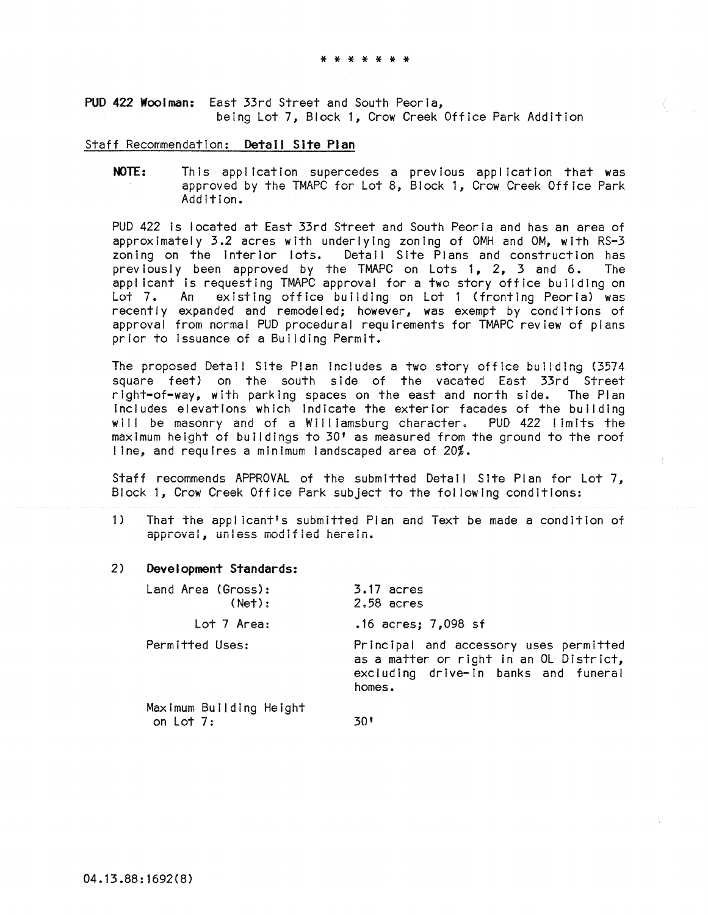\* \* \* \* \* \* \*

**PUD 422 Woolman:** East 33rd Street and South Peoria, being Lot 7, Block 1, Crow Creek Office Park Addition

Staff Recommendation: **Detail Site Plan**

**NOTE:** This application supercedes a previous application that was approved by the TMAPC for Lot 8, Block 1, Crow Creek Office Park Addition.

PUD 422 is located at East 33rd Street and South Peoria and has an area of approximately 3.2 acres with underlying zoning of OMH and OM, with RS-3 zoning on the interior lots. Detail Site Plans and construction has previously been approved by the TMAPC on Lots 1, 2, 3 and 6. The applicant is requesting TMAPC approval for a two story office building on Lot 7. An existing office building on Lot 1 (fronting Peoria) was recently expanded and remodeled; however, was exempt by conditions of approval from normal PUD procedural requirements for TMAPC review of plans prior to issuance of a Building Permit.

The proposed Detail Site Plan includes a two story office building (3574 square feet) on the south side of the vacated East 33rd Street right-of-way, with parking spaces on the east and north side. The Plan includes elevations which indicate the exterior facades of the building will be masonry and of a Williamsburg character. PUD 422 limits the maximum height of buildings to 30' as measured from the ground to the roof line, and requires a minimum landscaped area of 20%.

Staff recommends APPROVAL of the submitted Detail Site Plan for Lot 7, Block 1, Crow Creek Office Park subject to the following conditions:

1) That the applicant's submitted Plan and Text be made a condition of approval, unless modified herein.

2) **Development Standards:**

| | |
|---|---|
| Land Area (Gross): | 3.17 acres |
| (Net): | 2.58 acres |
| Lot 7 Area: | .16 acres; 7,098 sf |
| Permitted Uses: | Principal and accessory uses permitted as a matter or right in an OL District, excluding drive-in banks and funeral homes. |
| Maximum Building Height on Lot 7: | 30' |

04.13.88:1692(8)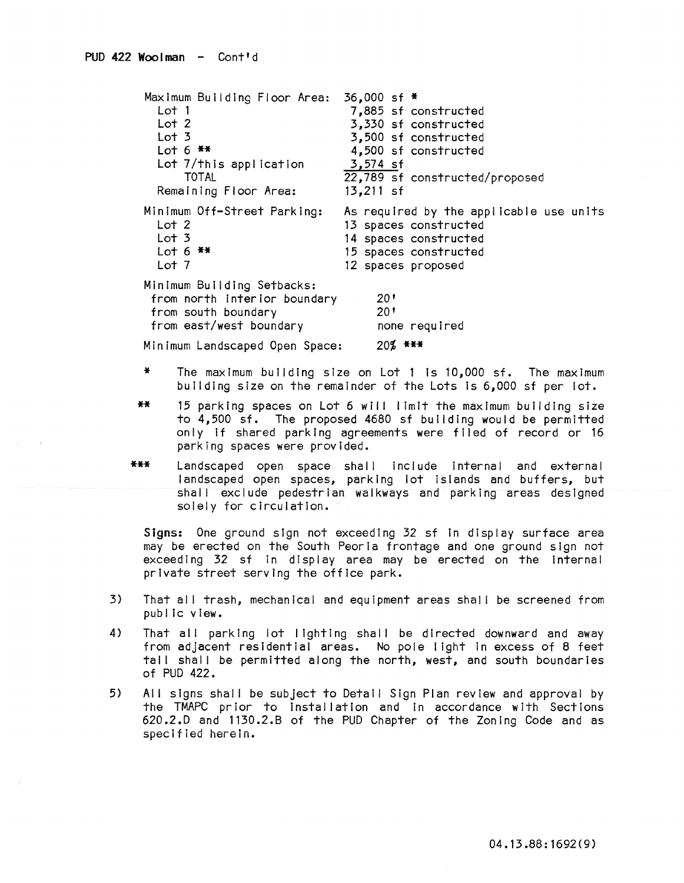PUD 422 Woolman - Cont'd

| | |
|---|---|
| Maximum Building Floor Area: | 36,000 sf * |
| Lot 1 | 7,885 sf constructed |
| Lot 2 | 3,330 sf constructed |
| Lot 3 | 3,500 sf constructed |
| Lot 6 ** | 4,500 sf constructed |
| Lot 7/this application | 3,574 sf |
| TOTAL | 22,789 sf constructed/proposed |
| Remaining Floor Area: | 13,211 sf |
| Minimum Off-Street Parking: | As required by the applicable use units |
| Lot 2 | 13 spaces constructed |
| Lot 3 | 14 spaces constructed |
| Lot 6 ** | 15 spaces constructed |
| Lot 7 | 12 spaces proposed |
| Minimum Building Setbacks: | |
| from north interior boundary | 20' |
| from south boundary | 20' |
| from east/west boundary | none required |
| Minimum Landscaped Open Space: | 20% *** |

\* The maximum building size on Lot 1 is 10,000 sf. The maximum building size on the remainder of the Lots is 6,000 sf per lot.

** 15 parking spaces on Lot 6 will limit the maximum building size to 4,500 sf. The proposed 4680 sf building would be permitted only if shared parking agreements were filed of record or 16 parking spaces were provided.

*** Landscaped open space shall include internal and external landscaped open spaces, parking lot islands and buffers, but shall exclude pedestrian walkways and parking areas designed solely for circulation.

**Signs:** One ground sign not exceeding 32 sf in display surface area may be erected on the South Peoria frontage and one ground sign not exceeding 32 sf in display area may be erected on the internal private street serving the office park.

3) That all trash, mechanical and equipment areas shall be screened from public view.

4) That all parking lot lighting shall be directed downward and away from adjacent residential areas. No pole light in excess of 8 feet tall shall be permitted along the north, west, and south boundaries of PUD 422.

5) All signs shall be subject to Detail Sign Plan review and approval by the TMAPC prior to installation and in accordance with Sections 620.2.D and 1130.2.B of the PUD Chapter of the Zoning Code and as specified herein.

04.13.88:1692(9)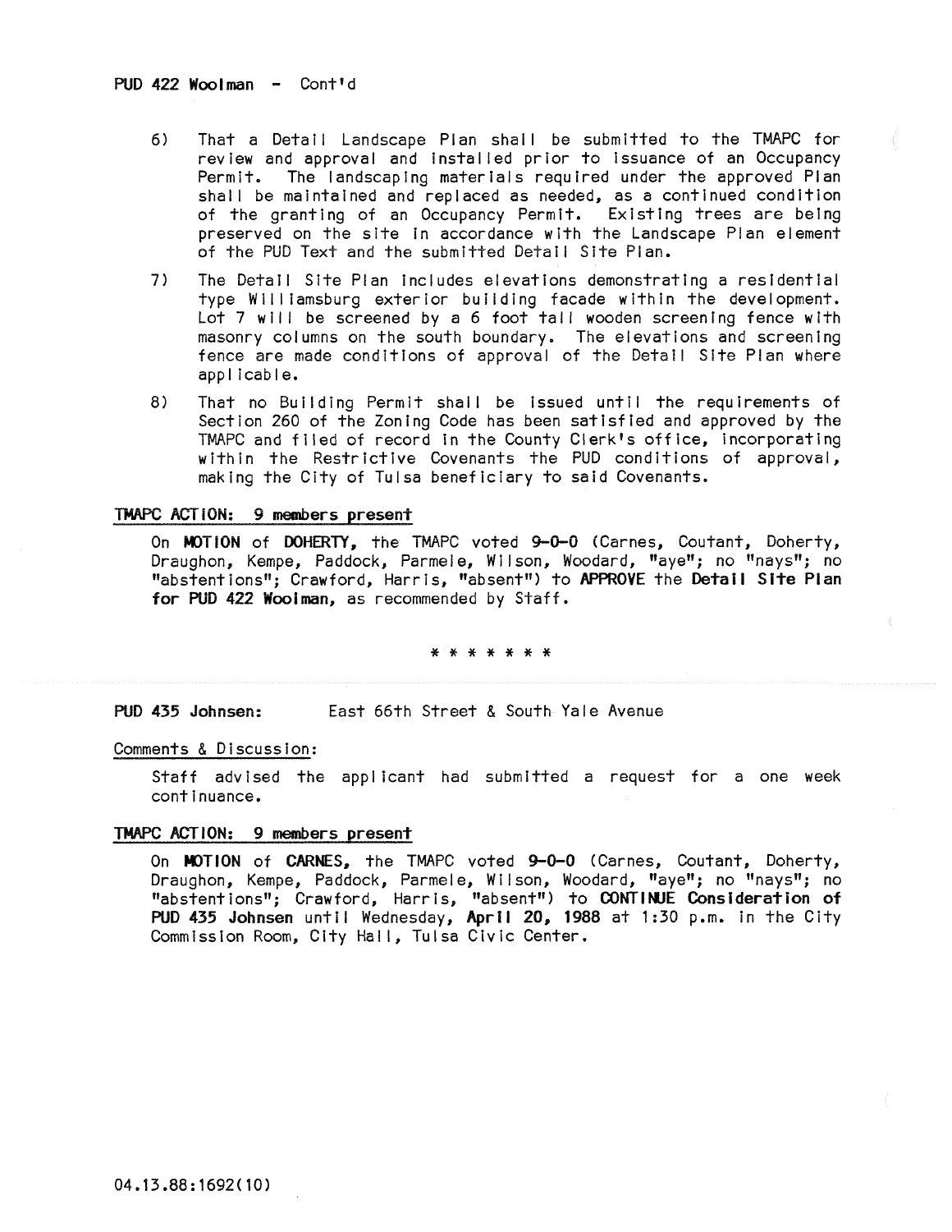PUD 422 Woolman - Cont'd

6) That a Detail Landscape Plan shall be submitted to the TMAPC for review and approval and installed prior to issuance of an Occupancy Permit. The landscaping materials required under the approved Plan shall be maintained and replaced as needed, as a continued condition of the granting of an Occupancy Permit. Existing trees are being preserved on the site in accordance with the Landscape Plan element of the PUD Text and the submitted Detail Site Plan.

7) The Detail Site Plan includes elevations demonstrating a residential type Williamsburg exterior building facade within the development. Lot 7 will be screened by a 6 foot tall wooden screening fence with masonry columns on the south boundary. The elevations and screening fence are made conditions of approval of the Detail Site Plan where applicable.

8) That no Building Permit shall be issued until the requirements of Section 260 of the Zoning Code has been satisfied and approved by the TMAPC and filed of record in the County Clerk's office, incorporating within the Restrictive Covenants the PUD conditions of approval, making the City of Tulsa beneficiary to said Covenants.

TMAPC ACTION: 9 members present

On **MOTION** of **DOHERTY**, the TMAPC voted **9-0-0** (Carnes, Coutant, Doherty, Draughon, Kempe, Paddock, Parmele, Wilson, Woodard, "aye"; no "nays"; no "abstentions"; Crawford, Harris, "absent") to **APPROVE** the **Detail Site Plan for PUD 422 Woolman**, as recommended by Staff.

\* \* \* \* \* \* \*

**PUD 435 Johnsen:** East 66th Street & South Yale Avenue

Comments & Discussion:

Staff advised the applicant had submitted a request for a one week continuance.

TMAPC ACTION: 9 members present

On **MOTION** of **CARNES**, the TMAPC voted **9-0-0** (Carnes, Coutant, Doherty, Draughon, Kempe, Paddock, Parmele, Wilson, Woodard, "aye"; no "nays"; no "abstentions"; Crawford, Harris, "absent") to **CONTINUE Consideration of PUD 435 Johnsen** until Wednesday, **April 20, 1988** at 1:30 p.m. in the City Commission Room, City Hall, Tulsa Civic Center.

04.13.88:1692(10)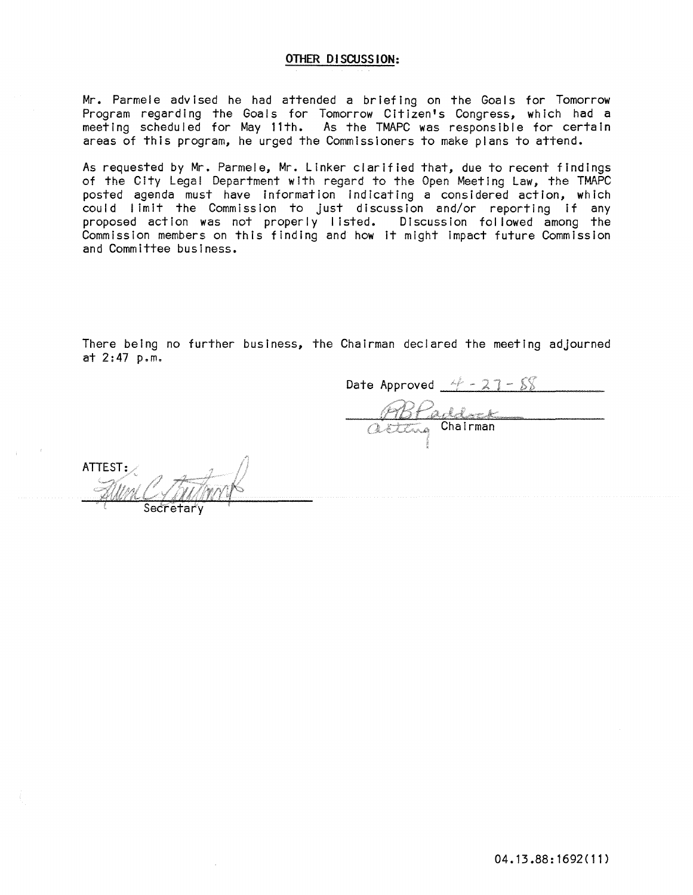## OTHER DISCUSSION:

Mr. Parmele advised he had attended a briefing on the Goals for Tomorrow Program regarding the Goals for Tomorrow Citizen's Congress, which had a meeting scheduled for May 11th. As the TMAPC was responsible for certain areas of this program, he urged the Commissioners to make plans to attend.

As requested by Mr. Parmele, Mr. Linker clarified that, due to recent findings of the City Legal Department with regard to the Open Meeting Law, the TMAPC posted agenda must have information indicating a considered action, which could limit the Commission to just discussion and/or reporting if any proposed action was not properly listed. Discussion followed among the Commission members on this finding and how it might impact future Commission and Committee business.

There being no further business, the Chairman declared the meeting adjourned at 2:47 p.m.

Date Approved 4-27-88

RB Paddock
Acting Chairman

ATTEST:

Secretary

04.13.88:1692(11)